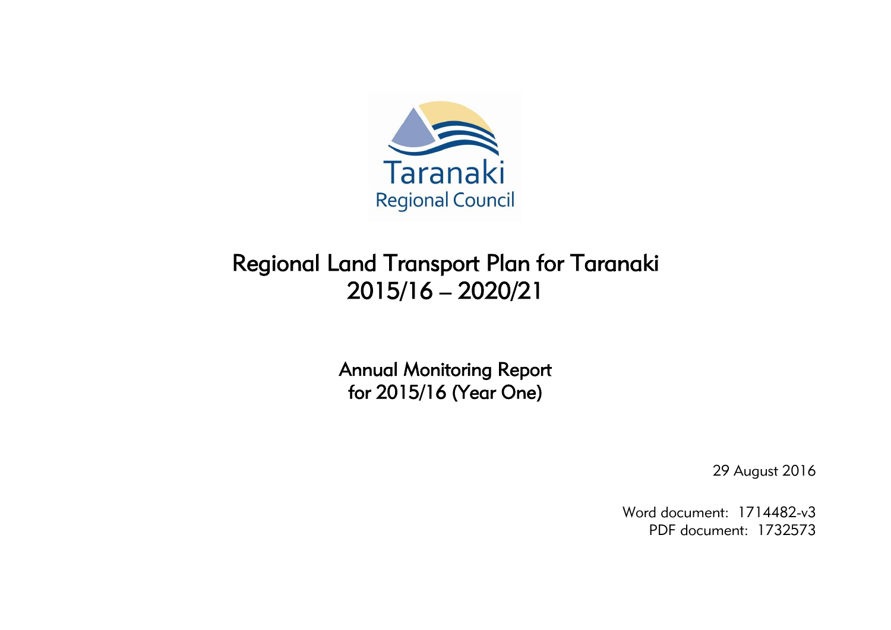Taranaki Regional Council

# Regional Land Transport Plan for Taranaki 2015/16 – 2020/21

## Annual Monitoring Report for 2015/16 (Year One)

29 August 2016

Word document: 1714482-v3
PDF document: 1732573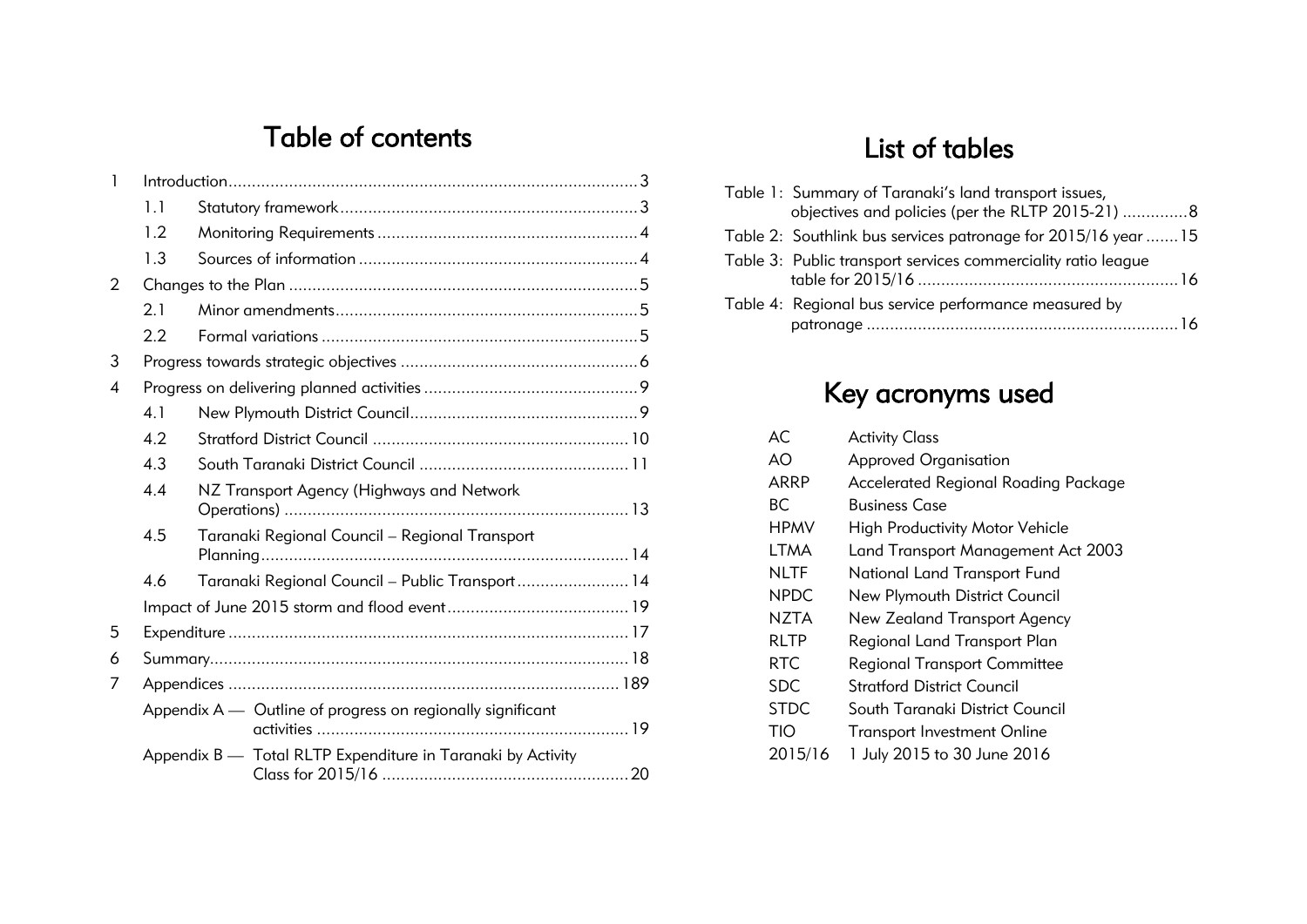# Table of contents

| | | |
|---|---|---|
| 1 | Introduction | 3 |
| | 1.1 Statutory framework | 3 |
| | 1.2 Monitoring Requirements | 4 |
| | 1.3 Sources of information | 4 |
| 2 | Changes to the Plan | 5 |
| | 2.1 Minor amendments | 5 |
| | 2.2 Formal variations | 5 |
| 3 | Progress towards strategic objectives | 6 |
| 4 | Progress on delivering planned activities | 9 |
| | 4.1 New Plymouth District Council | 9 |
| | 4.2 Stratford District Council | 10 |
| | 4.3 South Taranaki District Council | 11 |
| | 4.4 NZ Transport Agency (Highways and Network Operations) | 13 |
| | 4.5 Taranaki Regional Council – Regional Transport Planning | 14 |
| | 4.6 Taranaki Regional Council – Public Transport | 14 |
| | Impact of June 2015 storm and flood event | 19 |
| 5 | Expenditure | 17 |
| 6 | Summary | 18 |
| 7 | Appendices | 189 |
| | Appendix A — Outline of progress on regionally significant activities | 19 |
| | Appendix B — Total RLTP Expenditure in Taranaki by Activity Class for 2015/16 | 20 |

# List of tables

| | |
|---|---|
| Table 1: Summary of Taranaki's land transport issues, objectives and policies (per the RLTP 2015-21) | 8 |
| Table 2: Southlink bus services patronage for 2015/16 year | 15 |
| Table 3: Public transport services commerciality ratio league table for 2015/16 | 16 |
| Table 4: Regional bus service performance measured by patronage | 16 |

# Key acronyms used

| | |
|---|---|
| AC | Activity Class |
| AO | Approved Organisation |
| ARRP | Accelerated Regional Roading Package |
| BC | Business Case |
| HPMV | High Productivity Motor Vehicle |
| LTMA | Land Transport Management Act 2003 |
| NLTF | National Land Transport Fund |
| NPDC | New Plymouth District Council |
| NZTA | New Zealand Transport Agency |
| RLTP | Regional Land Transport Plan |
| RTC | Regional Transport Committee |
| SDC | Stratford District Council |
| STDC | South Taranaki District Council |
| TIO | Transport Investment Online |
| 2015/16 | 1 July 2015 to 30 June 2016 |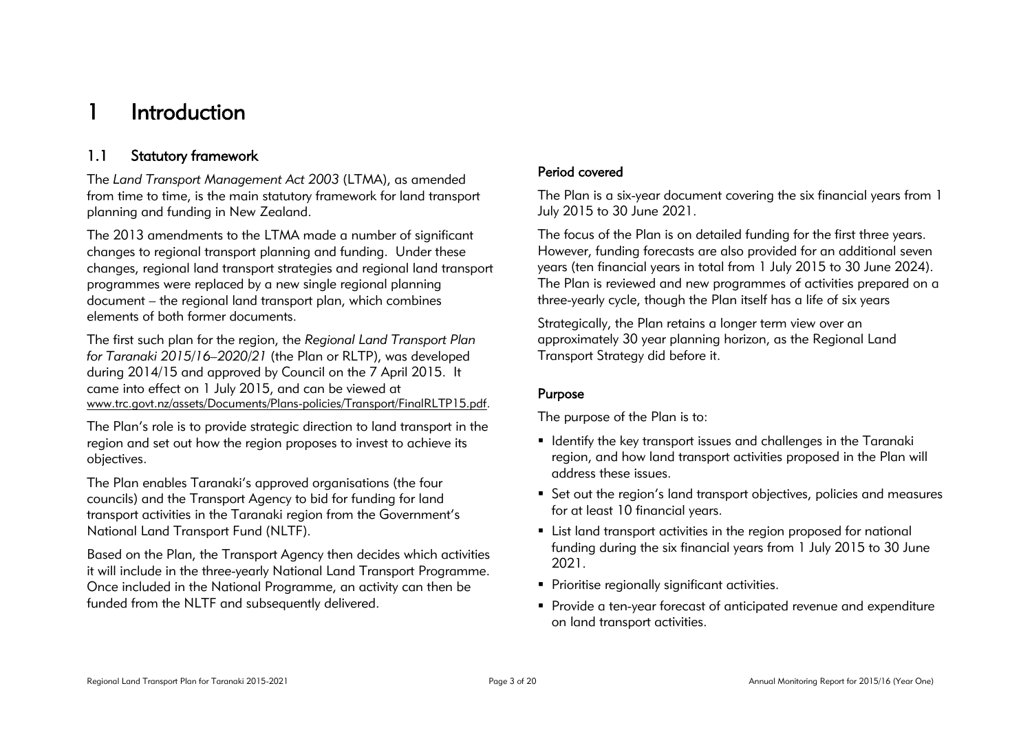# 1 Introduction

## 1.1 Statutory framework

The *Land Transport Management Act 2003* (LTMA), as amended from time to time, is the main statutory framework for land transport planning and funding in New Zealand.

The 2013 amendments to the LTMA made a number of significant changes to regional transport planning and funding. Under these changes, regional land transport strategies and regional land transport programmes were replaced by a new single regional planning document – the regional land transport plan, which combines elements of both former documents.

The first such plan for the region, the *Regional Land Transport Plan for Taranaki 2015/16–2020/21* (the Plan or RLTP), was developed during 2014/15 and approved by Council on the 7 April 2015. It came into effect on 1 July 2015, and can be viewed at www.trc.govt.nz/assets/Documents/Plans-policies/Transport/FinalRLTP15.pdf.

The Plan's role is to provide strategic direction to land transport in the region and set out how the region proposes to invest to achieve its objectives.

The Plan enables Taranaki's approved organisations (the four councils) and the Transport Agency to bid for funding for land transport activities in the Taranaki region from the Government's National Land Transport Fund (NLTF).

Based on the Plan, the Transport Agency then decides which activities it will include in the three-yearly National Land Transport Programme. Once included in the National Programme, an activity can then be funded from the NLTF and subsequently delivered.

### Period covered

The Plan is a six-year document covering the six financial years from 1 July 2015 to 30 June 2021.

The focus of the Plan is on detailed funding for the first three years. However, funding forecasts are also provided for an additional seven years (ten financial years in total from 1 July 2015 to 30 June 2024). The Plan is reviewed and new programmes of activities prepared on a three-yearly cycle, though the Plan itself has a life of six years

Strategically, the Plan retains a longer term view over an approximately 30 year planning horizon, as the Regional Land Transport Strategy did before it.

### Purpose

The purpose of the Plan is to:

- Identify the key transport issues and challenges in the Taranaki region, and how land transport activities proposed in the Plan will address these issues.
- Set out the region's land transport objectives, policies and measures for at least 10 financial years.
- List land transport activities in the region proposed for national funding during the six financial years from 1 July 2015 to 30 June 2021.
- Prioritise regionally significant activities.
- Provide a ten-year forecast of anticipated revenue and expenditure on land transport activities.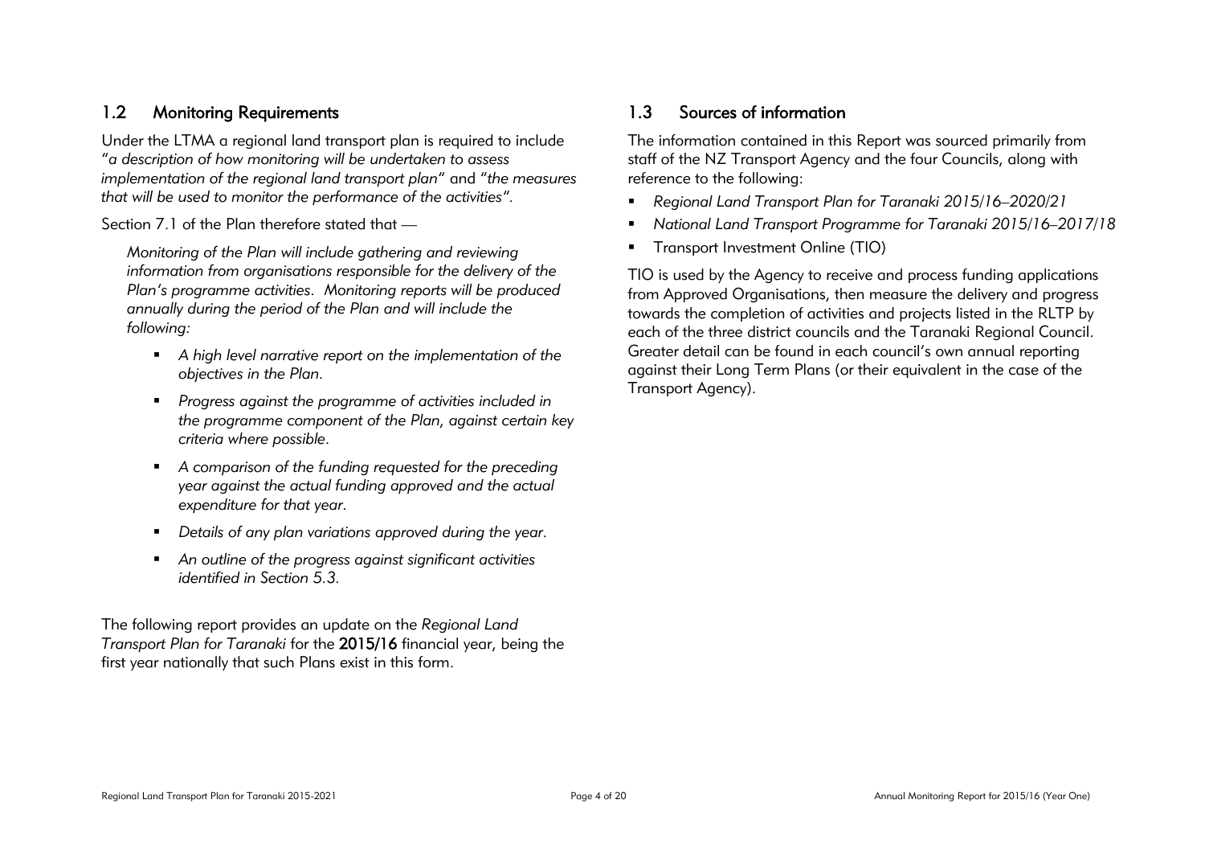## 1.2 Monitoring Requirements

Under the LTMA a regional land transport plan is required to include "*a description of how monitoring will be undertaken to assess implementation of the regional land transport plan*" and "*the measures that will be used to monitor the performance of the activities*".

Section 7.1 of the Plan therefore stated that —

> *Monitoring of the Plan will include gathering and reviewing information from organisations responsible for the delivery of the Plan's programme activities. Monitoring reports will be produced annually during the period of the Plan and will include the following:*
>
> - *A high level narrative report on the implementation of the objectives in the Plan.*
> - *Progress against the programme of activities included in the programme component of the Plan, against certain key criteria where possible.*
> - *A comparison of the funding requested for the preceding year against the actual funding approved and the actual expenditure for that year.*
> - *Details of any plan variations approved during the year.*
> - *An outline of the progress against significant activities identified in Section 5.3.*

The following report provides an update on the *Regional Land Transport Plan for Taranaki* for the **2015/16** financial year, being the first year nationally that such Plans exist in this form.

## 1.3 Sources of information

The information contained in this Report was sourced primarily from staff of the NZ Transport Agency and the four Councils, along with reference to the following:

- *Regional Land Transport Plan for Taranaki 2015/16–2020/21*
- *National Land Transport Programme for Taranaki 2015/16–2017/18*
- Transport Investment Online (TIO)

TIO is used by the Agency to receive and process funding applications from Approved Organisations, then measure the delivery and progress towards the completion of activities and projects listed in the RLTP by each of the three district councils and the Taranaki Regional Council. Greater detail can be found in each council's own annual reporting against their Long Term Plans (or their equivalent in the case of the Transport Agency).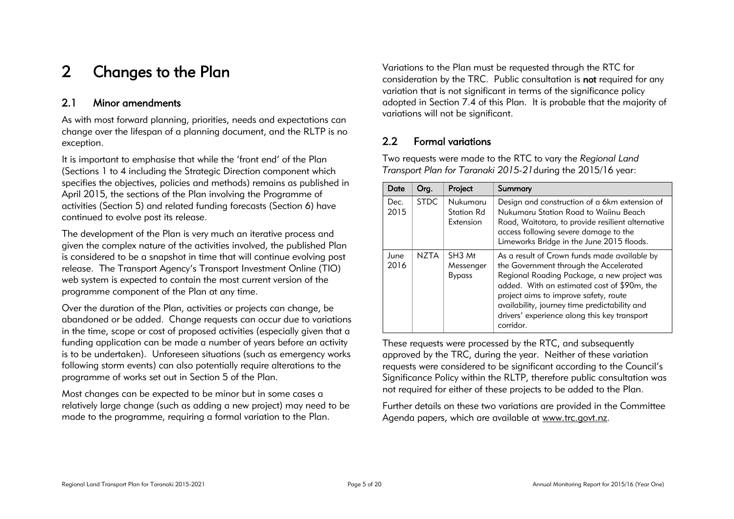# 2 Changes to the Plan

## 2.1 Minor amendments

As with most forward planning, priorities, needs and expectations can change over the lifespan of a planning document, and the RLTP is no exception.

It is important to emphasise that while the 'front end' of the Plan (Sections 1 to 4 including the Strategic Direction component which specifies the objectives, policies and methods) remains as published in April 2015, the sections of the Plan involving the Programme of activities (Section 5) and related funding forecasts (Section 6) have continued to evolve post its release.

The development of the Plan is very much an iterative process and given the complex nature of the activities involved, the published Plan is considered to be a snapshot in time that will continue evolving post release. The Transport Agency's Transport Investment Online (TIO) web system is expected to contain the most current version of the programme component of the Plan at any time.

Over the duration of the Plan, activities or projects can change, be abandoned or be added. Change requests can occur due to variations in the time, scope or cost of proposed activities (especially given that a funding application can be made a number of years before an activity is to be undertaken). Unforeseen situations (such as emergency works following storm events) can also potentially require alterations to the programme of works set out in Section 5 of the Plan.

Most changes can be expected to be minor but in some cases a relatively large change (such as adding a new project) may need to be made to the programme, requiring a formal variation to the Plan.

Variations to the Plan must be requested through the RTC for consideration by the TRC. Public consultation is **not** required for any variation that is not significant in terms of the significance policy adopted in Section 7.4 of this Plan. It is probable that the majority of variations will not be significant.

## 2.2 Formal variations

Two requests were made to the RTC to vary the *Regional Land Transport Plan for Taranaki 2015-21* during the 2015/16 year:

| Date | Org. | Project | Summary |
|---|---|---|---|
| Dec. 2015 | STDC | Nukumaru Station Rd Extension | Design and construction of a 6km extension of Nukumaru Station Road to Waiinu Beach Road, Waitotara, to provide resilient alternative access following severe damage to the Limeworks Bridge in the June 2015 floods. |
| June 2016 | NZTA | SH3 Mt Messenger Bypass | As a result of Crown funds made available by the Government through the Accelerated Regional Roading Package, a new project was added. With an estimated cost of $90m, the project aims to improve safety, route availability, journey time predictability and drivers' experience along this key transport corridor. |

These requests were processed by the RTC, and subsequently approved by the TRC, during the year. Neither of these variation requests were considered to be significant according to the Council's Significance Policy within the RLTP, therefore public consultation was not required for either of these projects to be added to the Plan.

Further details on these two variations are provided in the Committee Agenda papers, which are available at www.trc.govt.nz.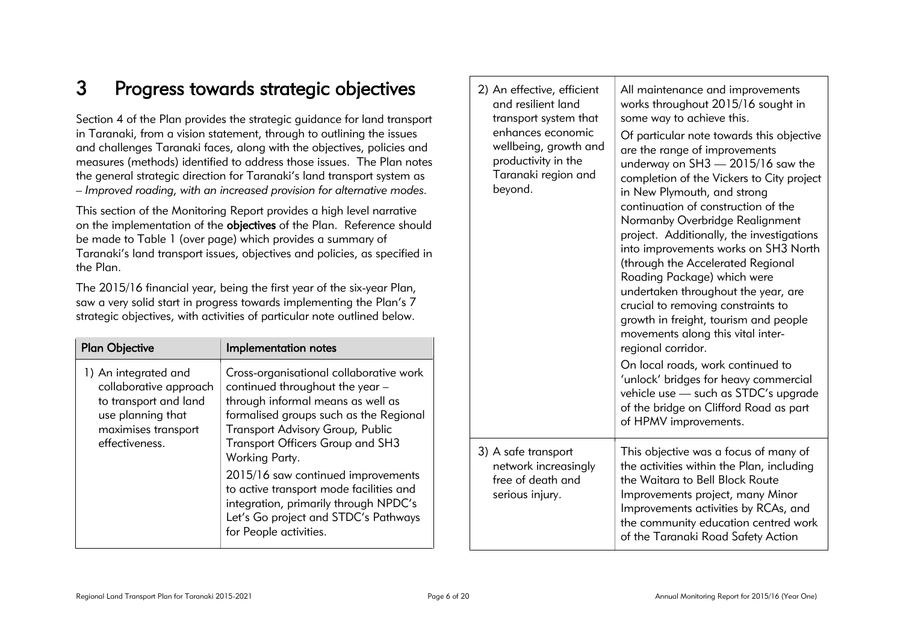# 3 Progress towards strategic objectives

Section 4 of the Plan provides the strategic guidance for land transport in Taranaki, from a vision statement, through to outlining the issues and challenges Taranaki faces, along with the objectives, policies and measures (methods) identified to address those issues. The Plan notes the general strategic direction for Taranaki's land transport system as – *Improved roading, with an increased provision for alternative modes.*

This section of the Monitoring Report provides a high level narrative on the implementation of the **objectives** of the Plan. Reference should be made to Table 1 (over page) which provides a summary of Taranaki's land transport issues, objectives and policies, as specified in the Plan.

The 2015/16 financial year, being the first year of the six-year Plan, saw a very solid start in progress towards implementing the Plan's 7 strategic objectives, with activities of particular note outlined below.

| Plan Objective | Implementation notes |
|---|---|
| 1) An integrated and collaborative approach to transport and land use planning that maximises transport effectiveness. | Cross-organisational collaborative work continued throughout the year – through informal means as well as formalised groups such as the Regional Transport Advisory Group, Public Transport Officers Group and SH3 Working Party.<br>2015/16 saw continued improvements to active transport mode facilities and integration, primarily through NPDC's Let's Go project and STDC's Pathways for People activities. |
| 2) An effective, efficient and resilient land transport system that enhances economic wellbeing, growth and productivity in the Taranaki region and beyond. | All maintenance and improvements works throughout 2015/16 sought in some way to achieve this.<br>Of particular note towards this objective are the range of improvements underway on SH3 — 2015/16 saw the completion of the Vickers to City project in New Plymouth, and strong continuation of construction of the Normanby Overbridge Realignment project. Additionally, the investigations into improvements works on SH3 North (through the Accelerated Regional Roading Package) which were undertaken throughout the year, are crucial to removing constraints to growth in freight, tourism and people movements along this vital inter-regional corridor.<br>On local roads, work continued to 'unlock' bridges for heavy commercial vehicle use — such as STDC's upgrade of the bridge on Clifford Road as part of HPMV improvements. |
| 3) A safe transport network increasingly free of death and serious injury. | This objective was a focus of many of the activities within the Plan, including the Waitara to Bell Block Route Improvements project, many Minor Improvements activities by RCAs, and the community education centred work of the Taranaki Road Safety Action |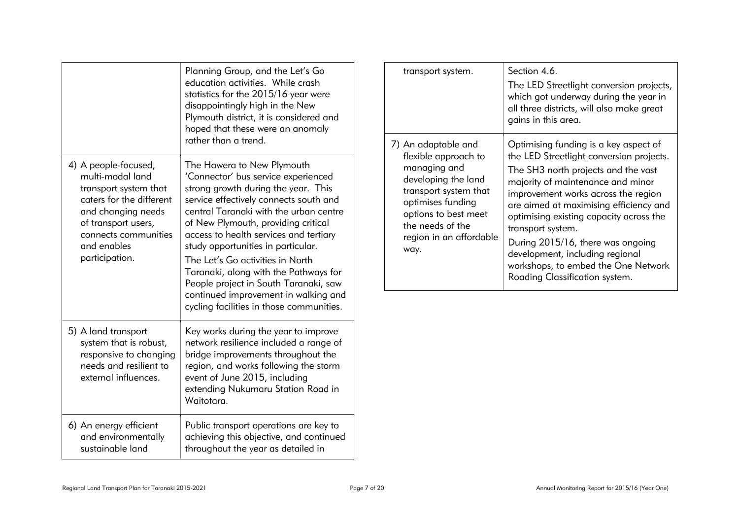| | |
|---|---|
| | Planning Group, and the Let's Go education activities. While crash statistics for the 2015/16 year were disappointingly high in the New Plymouth district, it is considered and hoped that these were an anomaly rather than a trend. |
| 4) A people-focused, multi-modal land transport system that caters for the different and changing needs of transport users, connects communities and enables participation. | The Hawera to New Plymouth 'Connector' bus service experienced strong growth during the year. This service effectively connects south and central Taranaki with the urban centre of New Plymouth, providing critical access to health services and tertiary study opportunities in particular.<br>The Let's Go activities in North Taranaki, along with the Pathways for People project in South Taranaki, saw continued improvement in walking and cycling facilities in those communities. |
| 5) A land transport system that is robust, responsive to changing needs and resilient to external influences. | Key works during the year to improve network resilience included a range of bridge improvements throughout the region, and works following the storm event of June 2015, including extending Nukumaru Station Road in Waitotara. |
| 6) An energy efficient and environmentally sustainable land transport system. | Public transport operations are key to achieving this objective, and continued throughout the year as detailed in Section 4.6.<br>The LED Streetlight conversion projects, which got underway during the year in all three districts, will also make great gains in this area. |
| 7) An adaptable and flexible approach to managing and developing the land transport system that optimises funding options to best meet the needs of the region in an affordable way. | Optimising funding is a key aspect of the LED Streetlight conversion projects.<br>The SH3 north projects and the vast majority of maintenance and minor improvement works across the region are aimed at maximising efficiency and optimising existing capacity across the transport system.<br>During 2015/16, there was ongoing development, including regional workshops, to embed the One Network Roading Classification system. |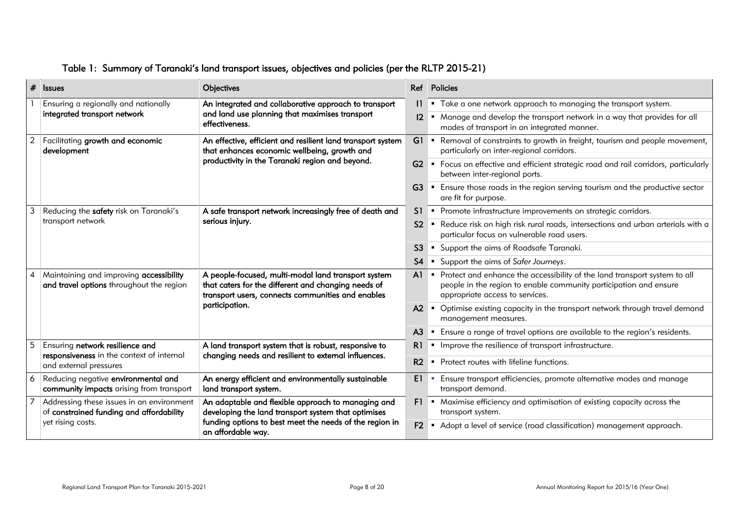## Table 1: Summary of Taranaki's land transport issues, objectives and policies (per the RLTP 2015-21)

| # | Issues | Objectives | Ref | Policies |
|---|---|---|---|---|
| 1 | Ensuring a regionally and nationally **integrated transport network** | **An integrated and collaborative approach to transport and land use planning that maximises transport effectiveness.** | **I1** | ▪ Take a one network approach to managing the transport system. |
| | | | **I2** | ▪ Manage and develop the transport network in a way that provides for all modes of transport in an integrated manner. |
| 2 | Facilitating **growth and economic development** | **An effective, efficient and resilient land transport system that enhances economic wellbeing, growth and productivity in the Taranaki region and beyond.** | **G1** | ▪ Removal of constraints to growth in freight, tourism and people movement, particularly on inter-regional corridors. |
| | | | **G2** | ▪ Focus on effective and efficient strategic road and rail corridors, particularly between inter-regional ports. |
| | | | **G3** | ▪ Ensure those roads in the region serving tourism and the productive sector are fit for purpose. |
| 3 | Reducing the **safety** risk on Taranaki's transport network | **A safe transport network increasingly free of death and serious injury.** | **S1** | ▪ Promote infrastructure improvements on strategic corridors. |
| | | | **S2** | ▪ Reduce risk on high risk rural roads, intersections and urban arterials with a particular focus on vulnerable road users. |
| | | | **S3** | ▪ Support the aims of Roadsafe Taranaki. |
| | | | **S4** | ▪ Support the aims of *Safer Journeys*. |
| 4 | Maintaining and improving **accessibility and travel options** throughout the region | **A people-focused, multi-modal land transport system that caters for the different and changing needs of transport users, connects communities and enables participation.** | **A1** | ▪ Protect and enhance the accessibility of the land transport system to all people in the region to enable community participation and ensure appropriate access to services. |
| | | | **A2** | ▪ Optimise existing capacity in the transport network through travel demand management measures. |
| | | | **A3** | ▪ Ensure a range of travel options are available to the region's residents. |
| 5 | Ensuring **network resilience and responsiveness** in the context of internal and external pressures | **A land transport system that is robust, responsive to changing needs and resilient to external influences.** | **R1** | ▪ Improve the resilience of transport infrastructure. |
| | | | **R2** | ▪ Protect routes with lifeline functions. |
| 6 | Reducing negative **environmental and community impacts** arising from transport | **An energy efficient and environmentally sustainable land transport system.** | **E1** | ▪ Ensure transport efficiencies, promote alternative modes and manage transport demand. |
| 7 | Addressing these issues in an environment of **constrained funding and affordability** yet rising costs. | **An adaptable and flexible approach to managing and developing the land transport system that optimises funding options to best meet the needs of the region in an affordable way.** | **F1** | ▪ Maximise efficiency and optimisation of existing capacity across the transport system. |
| | | | **F2** | ▪ Adopt a level of service (road classification) management approach. |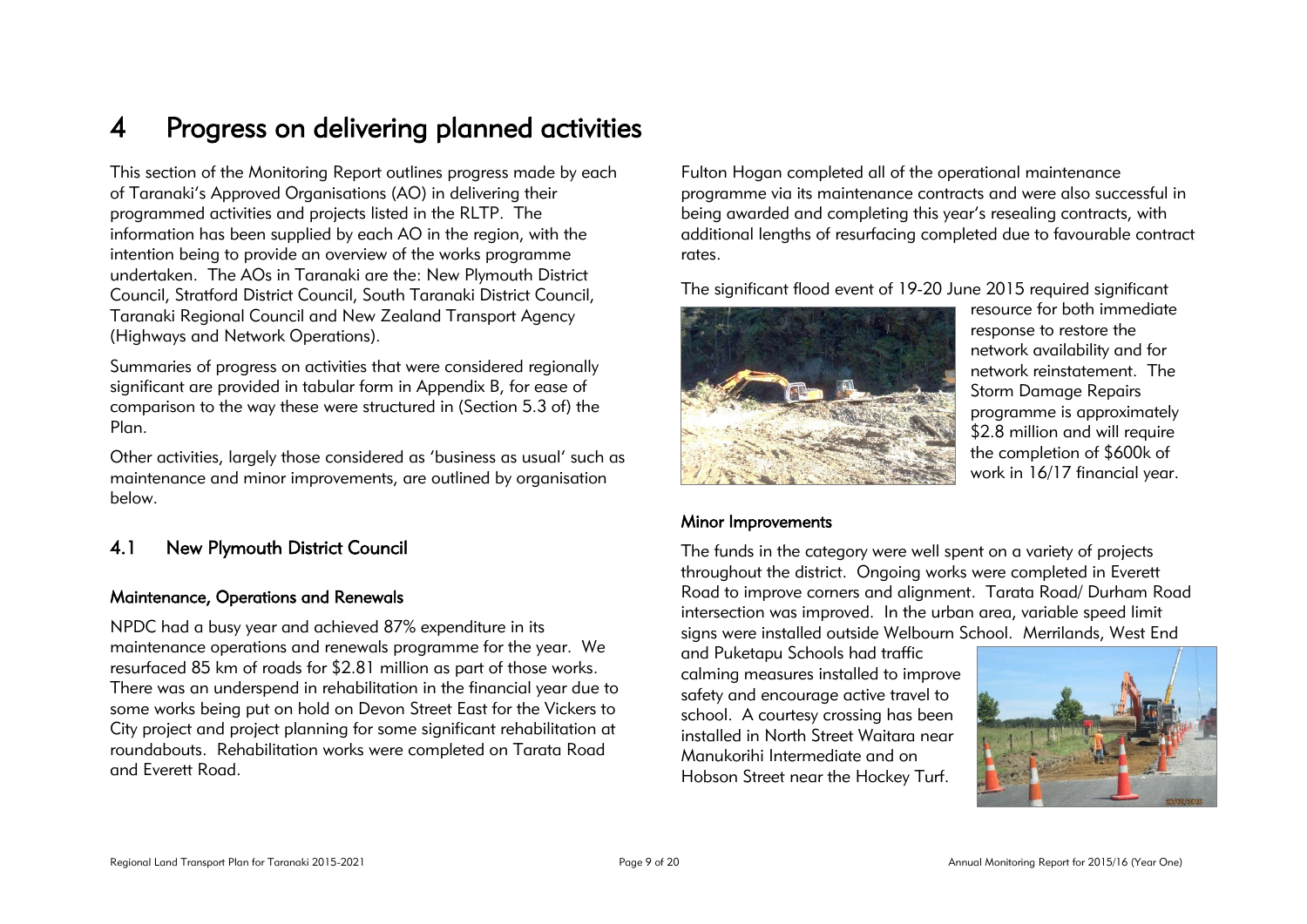# 4 Progress on delivering planned activities

This section of the Monitoring Report outlines progress made by each of Taranaki's Approved Organisations (AO) in delivering their programmed activities and projects listed in the RLTP. The information has been supplied by each AO in the region, with the intention being to provide an overview of the works programme undertaken. The AOs in Taranaki are the: New Plymouth District Council, Stratford District Council, South Taranaki District Council, Taranaki Regional Council and New Zealand Transport Agency (Highways and Network Operations).

Summaries of progress on activities that were considered regionally significant are provided in tabular form in Appendix B, for ease of comparison to the way these were structured in (Section 5.3 of) the Plan.

Other activities, largely those considered as 'business as usual' such as maintenance and minor improvements, are outlined by organisation below.

## 4.1 New Plymouth District Council

### Maintenance, Operations and Renewals

NPDC had a busy year and achieved 87% expenditure in its maintenance operations and renewals programme for the year. We resurfaced 85 km of roads for $2.81 million as part of those works. There was an underspend in rehabilitation in the financial year due to some works being put on hold on Devon Street East for the Vickers to City project and project planning for some significant rehabilitation at roundabouts. Rehabilitation works were completed on Tarata Road and Everett Road.

Fulton Hogan completed all of the operational maintenance programme via its maintenance contracts and were also successful in being awarded and completing this year's resealing contracts, with additional lengths of resurfacing completed due to favourable contract rates.

The significant flood event of 19-20 June 2015 required significant resource for both immediate response to restore the network availability and for network reinstatement. The Storm Damage Repairs programme is approximately $2.8 million and will require the completion of $600k of work in 16/17 financial year.

### Minor Improvements

The funds in the category were well spent on a variety of projects throughout the district. Ongoing works were completed in Everett Road to improve corners and alignment. Tarata Road/ Durham Road intersection was improved. In the urban area, variable speed limit signs were installed outside Welbourn School. Merrilands, West End and Puketapu Schools had traffic calming measures installed to improve safety and encourage active travel to school. A courtesy crossing has been installed in North Street Waitara near Manukorihi Intermediate and on Hobson Street near the Hockey Turf.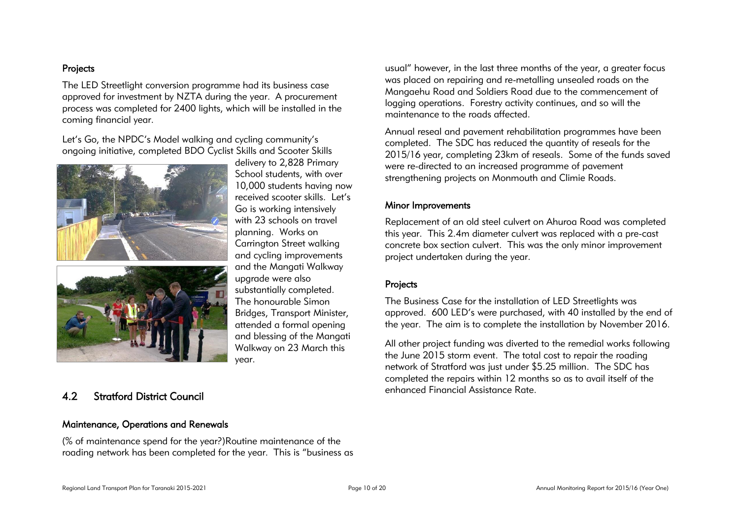### Projects

The LED Streetlight conversion programme had its business case approved for investment by NZTA during the year. A procurement process was completed for 2400 lights, which will be installed in the coming financial year.

Let's Go, the NPDC's Model walking and cycling community's ongoing initiative, completed BDO Cyclist Skills and Scooter Skills delivery to 2,828 Primary School students, with over 10,000 students having now received scooter skills. Let's Go is working intensively with 23 schools on travel planning. Works on Carrington Street walking and cycling improvements and the Mangati Walkway upgrade were also substantially completed. The honourable Simon Bridges, Transport Minister, attended a formal opening and blessing of the Mangati Walkway on 23 March this year.

## 4.2 Stratford District Council

### Maintenance, Operations and Renewals

(% of maintenance spend for the year?)Routine maintenance of the roading network has been completed for the year. This is "business as usual" however, in the last three months of the year, a greater focus was placed on repairing and re-metalling unsealed roads on the Mangaehu Road and Soldiers Road due to the commencement of logging operations. Forestry activity continues, and so will the maintenance to the roads affected.

Annual reseal and pavement rehabilitation programmes have been completed. The SDC has reduced the quantity of reseals for the 2015/16 year, completing 23km of reseals. Some of the funds saved were re-directed to an increased programme of pavement strengthening projects on Monmouth and Climie Roads.

### Minor Improvements

Replacement of an old steel culvert on Ahuroa Road was completed this year. This 2.4m diameter culvert was replaced with a pre-cast concrete box section culvert. This was the only minor improvement project undertaken during the year.

### Projects

The Business Case for the installation of LED Streetlights was approved. 600 LED's were purchased, with 40 installed by the end of the year. The aim is to complete the installation by November 2016.

All other project funding was diverted to the remedial works following the June 2015 storm event. The total cost to repair the roading network of Stratford was just under $5.25 million. The SDC has completed the repairs within 12 months so as to avail itself of the enhanced Financial Assistance Rate.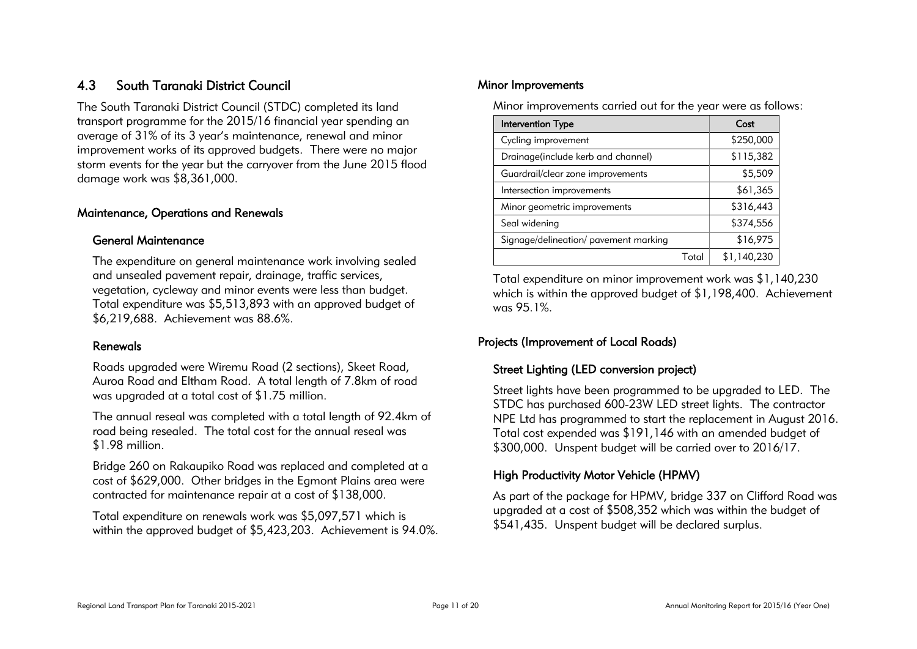## 4.3 South Taranaki District Council

The South Taranaki District Council (STDC) completed its land transport programme for the 2015/16 financial year spending an average of 31% of its 3 year's maintenance, renewal and minor improvement works of its approved budgets. There were no major storm events for the year but the carryover from the June 2015 flood damage work was $8,361,000.

### Maintenance, Operations and Renewals

#### General Maintenance

The expenditure on general maintenance work involving sealed and unsealed pavement repair, drainage, traffic services, vegetation, cycleway and minor events were less than budget. Total expenditure was $5,513,893 with an approved budget of $6,219,688. Achievement was 88.6%.

#### Renewals

Roads upgraded were Wiremu Road (2 sections), Skeet Road, Auroa Road and Eltham Road. A total length of 7.8km of road was upgraded at a total cost of $1.75 million.

The annual reseal was completed with a total length of 92.4km of road being resealed. The total cost for the annual reseal was $1.98 million.

Bridge 260 on Rakaupiko Road was replaced and completed at a cost of $629,000. Other bridges in the Egmont Plains area were contracted for maintenance repair at a cost of $138,000.

Total expenditure on renewals work was $5,097,571 which is within the approved budget of $5,423,203. Achievement is 94.0%.

### Minor Improvements

Minor improvements carried out for the year were as follows:

| Intervention Type | Cost |
|---|---|
| Cycling improvement | $250,000 |
| Drainage(include kerb and channel) | $115,382 |
| Guardrail/clear zone improvements | $5,509 |
| Intersection improvements | $61,365 |
| Minor geometric improvements | $316,443 |
| Seal widening | $374,556 |
| Signage/delineation/ pavement marking | $16,975 |
| Total | $1,140,230 |

Total expenditure on minor improvement work was $1,140,230 which is within the approved budget of $1,198,400. Achievement was 95.1%.

### Projects (Improvement of Local Roads)

#### Street Lighting (LED conversion project)

Street lights have been programmed to be upgraded to LED. The STDC has purchased 600-23W LED street lights. The contractor NPE Ltd has programmed to start the replacement in August 2016. Total cost expended was $191,146 with an amended budget of $300,000. Unspent budget will be carried over to 2016/17.

#### High Productivity Motor Vehicle (HPMV)

As part of the package for HPMV, bridge 337 on Clifford Road was upgraded at a cost of $508,352 which was within the budget of $541,435. Unspent budget will be declared surplus.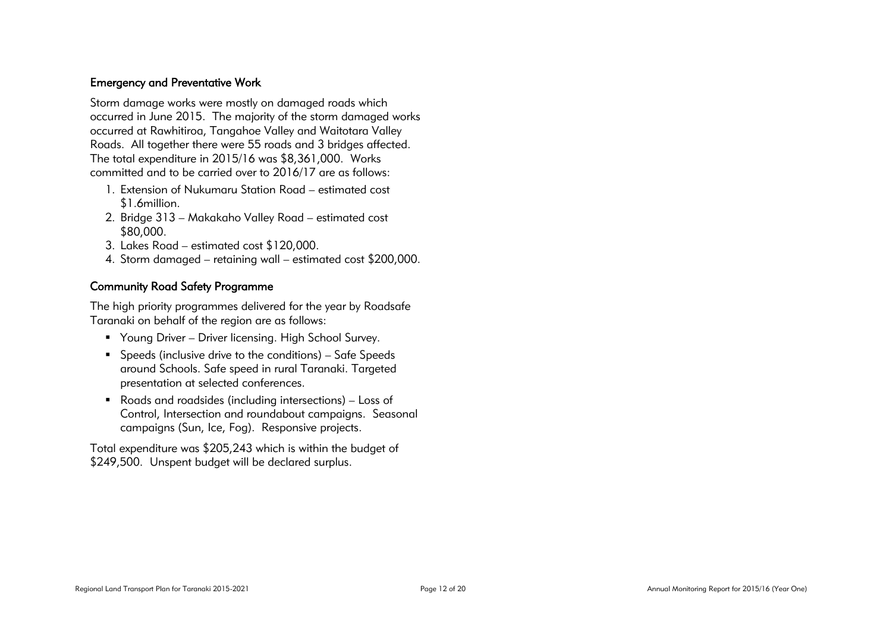## Emergency and Preventative Work

Storm damage works were mostly on damaged roads which occurred in June 2015. The majority of the storm damaged works occurred at Rawhitiroa, Tangahoe Valley and Waitotara Valley Roads. All together there were 55 roads and 3 bridges affected. The total expenditure in 2015/16 was $8,361,000. Works committed and to be carried over to 2016/17 are as follows:

1. Extension of Nukumaru Station Road – estimated cost $1.6million.
2. Bridge 313 – Makakaho Valley Road – estimated cost $80,000.
3. Lakes Road – estimated cost $120,000.
4. Storm damaged – retaining wall – estimated cost $200,000.

## Community Road Safety Programme

The high priority programmes delivered for the year by Roadsafe Taranaki on behalf of the region are as follows:

- Young Driver – Driver licensing. High School Survey.
- Speeds (inclusive drive to the conditions) – Safe Speeds around Schools. Safe speed in rural Taranaki. Targeted presentation at selected conferences.
- Roads and roadsides (including intersections) – Loss of Control, Intersection and roundabout campaigns. Seasonal campaigns (Sun, Ice, Fog). Responsive projects.

Total expenditure was $205,243 which is within the budget of $249,500. Unspent budget will be declared surplus.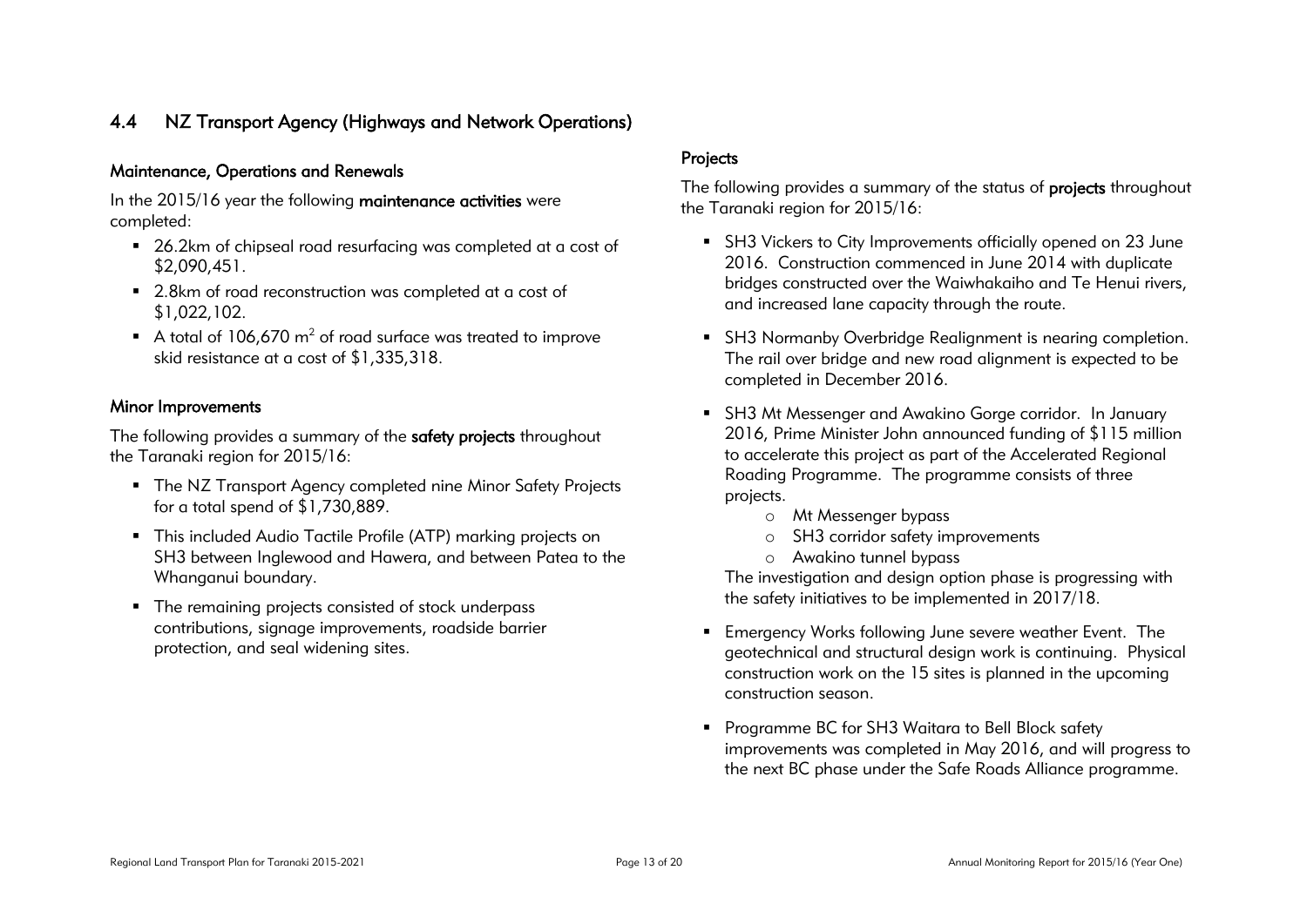## 4.4 NZ Transport Agency (Highways and Network Operations)

### Maintenance, Operations and Renewals

In the 2015/16 year the following **maintenance activities** were completed:

- 26.2km of chipseal road resurfacing was completed at a cost of $2,090,451.
- 2.8km of road reconstruction was completed at a cost of $1,022,102.
- A total of 106,670 $m^2$ of road surface was treated to improve skid resistance at a cost of $1,335,318.

### Minor Improvements

The following provides a summary of the **safety projects** throughout the Taranaki region for 2015/16:

- The NZ Transport Agency completed nine Minor Safety Projects for a total spend of $1,730,889.
- This included Audio Tactile Profile (ATP) marking projects on SH3 between Inglewood and Hawera, and between Patea to the Whanganui boundary.
- The remaining projects consisted of stock underpass contributions, signage improvements, roadside barrier protection, and seal widening sites.

### Projects

The following provides a summary of the status of **projects** throughout the Taranaki region for 2015/16:

- SH3 Vickers to City Improvements officially opened on 23 June 2016. Construction commenced in June 2014 with duplicate bridges constructed over the Waiwhakaiho and Te Henui rivers, and increased lane capacity through the route.
- SH3 Normanby Overbridge Realignment is nearing completion. The rail over bridge and new road alignment is expected to be completed in December 2016.
- SH3 Mt Messenger and Awakino Gorge corridor. In January 2016, Prime Minister John announced funding of $115 million to accelerate this project as part of the Accelerated Regional Roading Programme. The programme consists of three projects.
    - Mt Messenger bypass
    - SH3 corridor safety improvements
    - Awakino tunnel bypass

  The investigation and design option phase is progressing with the safety initiatives to be implemented in 2017/18.
- Emergency Works following June severe weather Event. The geotechnical and structural design work is continuing. Physical construction work on the 15 sites is planned in the upcoming construction season.
- Programme BC for SH3 Waitara to Bell Block safety improvements was completed in May 2016, and will progress to the next BC phase under the Safe Roads Alliance programme.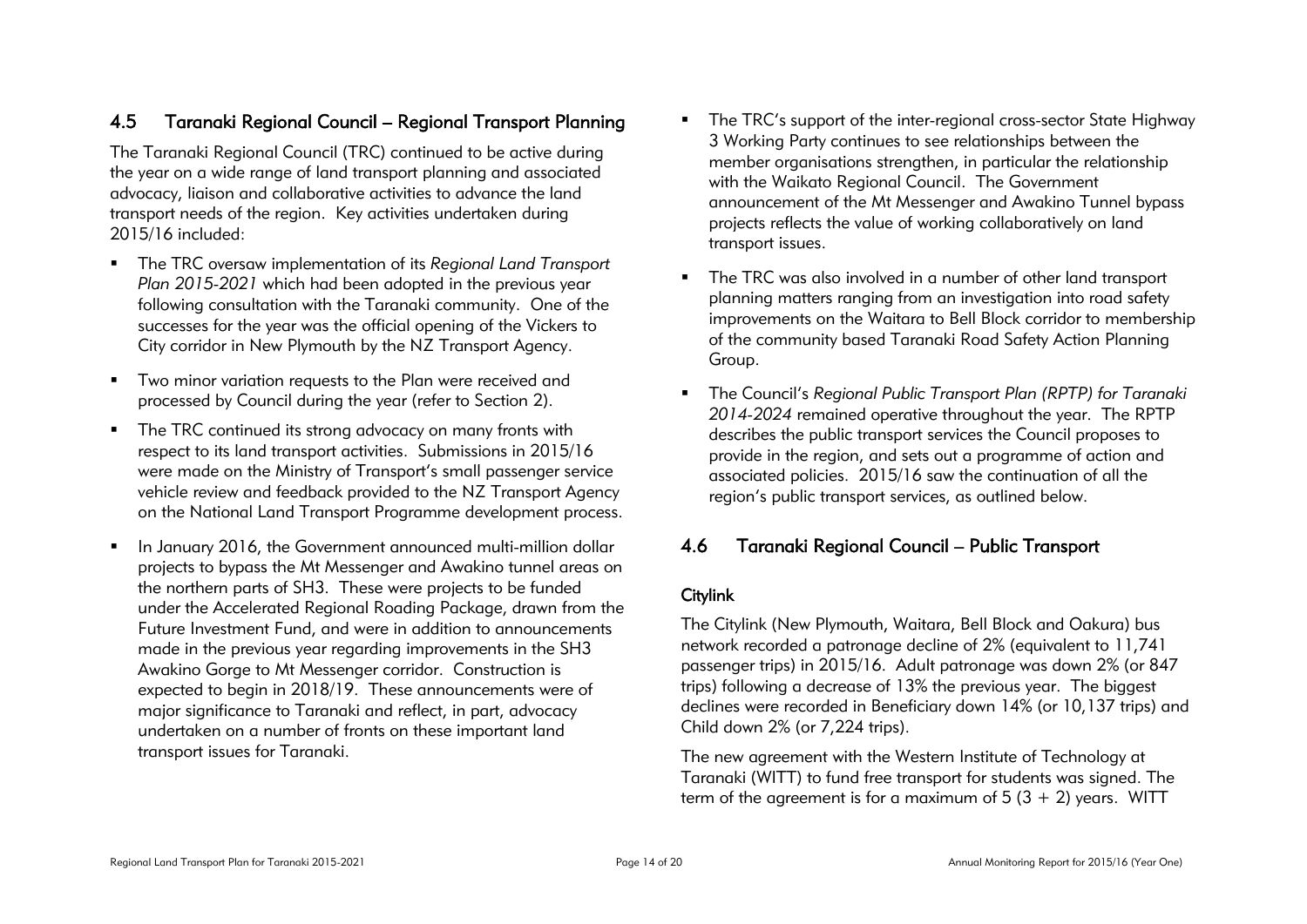## 4.5 Taranaki Regional Council – Regional Transport Planning

The Taranaki Regional Council (TRC) continued to be active during the year on a wide range of land transport planning and associated advocacy, liaison and collaborative activities to advance the land transport needs of the region. Key activities undertaken during 2015/16 included:

- The TRC oversaw implementation of its *Regional Land Transport Plan 2015-2021* which had been adopted in the previous year following consultation with the Taranaki community. One of the successes for the year was the official opening of the Vickers to City corridor in New Plymouth by the NZ Transport Agency.
- Two minor variation requests to the Plan were received and processed by Council during the year (refer to Section 2).
- The TRC continued its strong advocacy on many fronts with respect to its land transport activities. Submissions in 2015/16 were made on the Ministry of Transport's small passenger service vehicle review and feedback provided to the NZ Transport Agency on the National Land Transport Programme development process.
- In January 2016, the Government announced multi-million dollar projects to bypass the Mt Messenger and Awakino tunnel areas on the northern parts of SH3. These were projects to be funded under the Accelerated Regional Roading Package, drawn from the Future Investment Fund, and were in addition to announcements made in the previous year regarding improvements in the SH3 Awakino Gorge to Mt Messenger corridor. Construction is expected to begin in 2018/19. These announcements were of major significance to Taranaki and reflect, in part, advocacy undertaken on a number of fronts on these important land transport issues for Taranaki.
- The TRC's support of the inter-regional cross-sector State Highway 3 Working Party continues to see relationships between the member organisations strengthen, in particular the relationship with the Waikato Regional Council. The Government announcement of the Mt Messenger and Awakino Tunnel bypass projects reflects the value of working collaboratively on land transport issues.
- The TRC was also involved in a number of other land transport planning matters ranging from an investigation into road safety improvements on the Waitara to Bell Block corridor to membership of the community based Taranaki Road Safety Action Planning Group.
- The Council's *Regional Public Transport Plan (RPTP) for Taranaki 2014-2024* remained operative throughout the year. The RPTP describes the public transport services the Council proposes to provide in the region, and sets out a programme of action and associated policies. 2015/16 saw the continuation of all the region's public transport services, as outlined below.

## 4.6 Taranaki Regional Council – Public Transport

### Citylink

The Citylink (New Plymouth, Waitara, Bell Block and Oakura) bus network recorded a patronage decline of 2% (equivalent to 11,741 passenger trips) in 2015/16. Adult patronage was down 2% (or 847 trips) following a decrease of 13% the previous year. The biggest declines were recorded in Beneficiary down 14% (or 10,137 trips) and Child down 2% (or 7,224 trips).

The new agreement with the Western Institute of Technology at Taranaki (WITT) to fund free transport for students was signed. The term of the agreement is for a maximum of 5 (3 + 2) years. WITT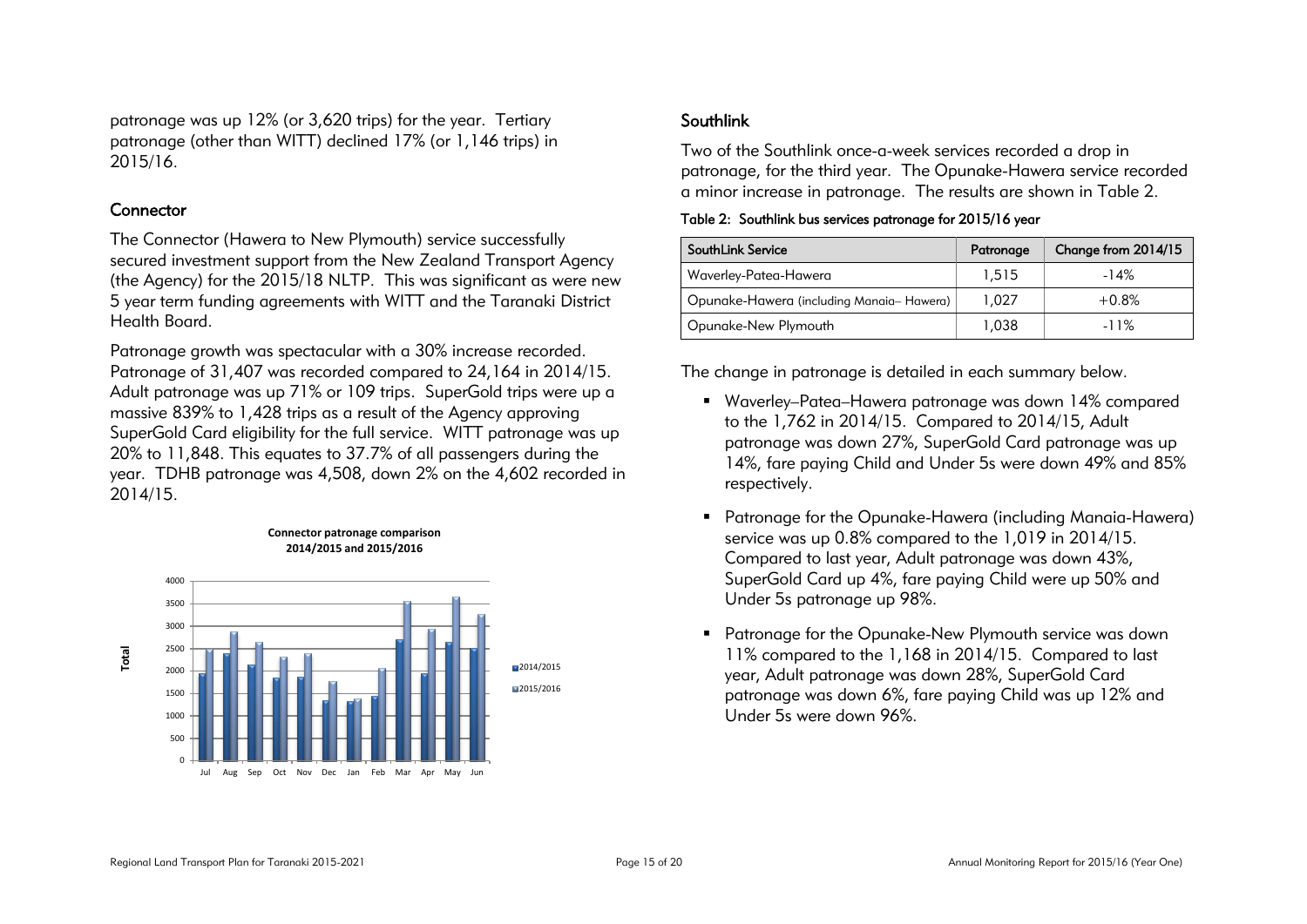patronage was up 12% (or 3,620 trips) for the year. Tertiary patronage (other than WITT) declined 17% (or 1,146 trips) in 2015/16.

### Connector

The Connector (Hawera to New Plymouth) service successfully secured investment support from the New Zealand Transport Agency (the Agency) for the 2015/18 NLTP. This was significant as were new 5 year term funding agreements with WITT and the Taranaki District Health Board.

Patronage growth was spectacular with a 30% increase recorded. Patronage of 31,407 was recorded compared to 24,164 in 2014/15. Adult patronage was up 71% or 109 trips. SuperGold trips were up a massive 839% to 1,428 trips as a result of the Agency approving SuperGold Card eligibility for the full service. WITT patronage was up 20% to 11,848. This equates to 37.7% of all passengers during the year. TDHB patronage was 4,508, down 2% on the 4,602 recorded in 2014/15.

**Connector patronage comparison 2014/2015 and 2015/2016**

### Southlink

Two of the Southlink once-a-week services recorded a drop in patronage, for the third year. The Opunake-Hawera service recorded a minor increase in patronage. The results are shown in Table 2.

**Table 2: Southlink bus services patronage for 2015/16 year**

| SouthLink Service | Patronage | Change from 2014/15 |
|---|---|---|
| Waverley-Patea-Hawera | 1,515 | -14% |
| Opunake-Hawera (including Manaia– Hawera) | 1,027 | +0.8% |
| Opunake-New Plymouth | 1,038 | -11% |

The change in patronage is detailed in each summary below.

- Waverley–Patea–Hawera patronage was down 14% compared to the 1,762 in 2014/15. Compared to 2014/15, Adult patronage was down 27%, SuperGold Card patronage was up 14%, fare paying Child and Under 5s were down 49% and 85% respectively.
- Patronage for the Opunake-Hawera (including Manaia-Hawera) service was up 0.8% compared to the 1,019 in 2014/15. Compared to last year, Adult patronage was down 43%, SuperGold Card up 4%, fare paying Child were up 50% and Under 5s patronage up 98%.
- Patronage for the Opunake-New Plymouth service was down 11% compared to the 1,168 in 2014/15. Compared to last year, Adult patronage was down 28%, SuperGold Card patronage was down 6%, fare paying Child was up 12% and Under 5s were down 96%.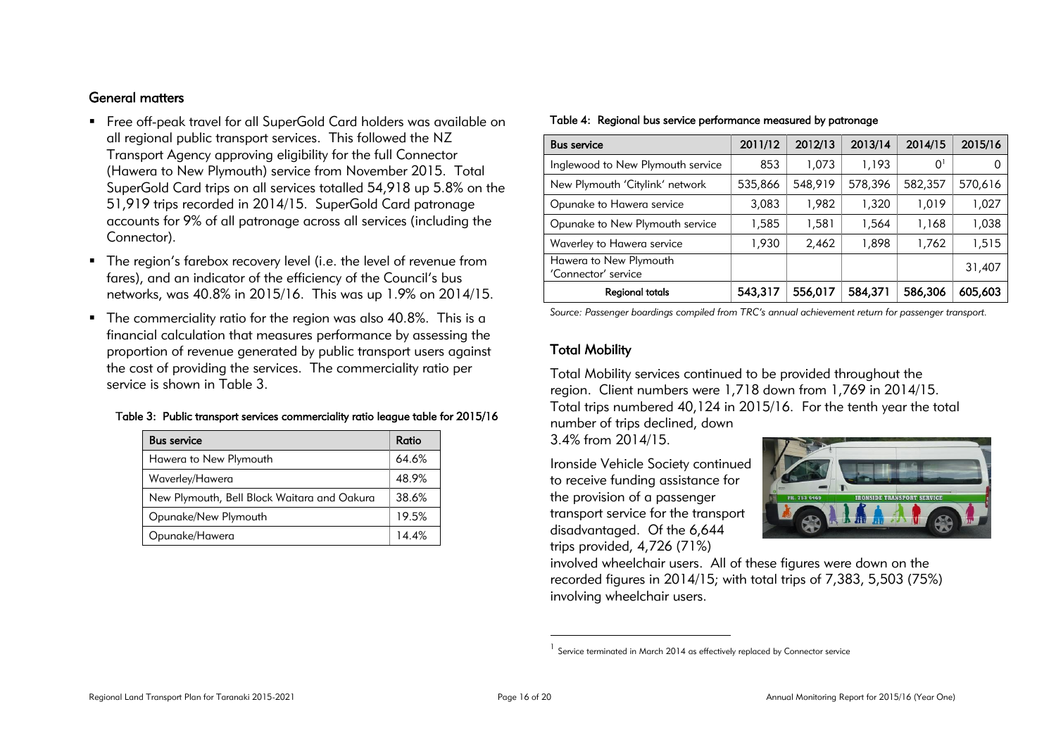## General matters

- Free off-peak travel for all SuperGold Card holders was available on all regional public transport services. This followed the NZ Transport Agency approving eligibility for the full Connector (Hawera to New Plymouth) service from November 2015. Total SuperGold Card trips on all services totalled 54,918 up 5.8% on the 51,919 trips recorded in 2014/15. SuperGold Card patronage accounts for 9% of all patronage across all services (including the Connector).
- The region's farebox recovery level (i.e. the level of revenue from fares), and an indicator of the efficiency of the Council's bus networks, was 40.8% in 2015/16. This was up 1.9% on 2014/15.
- The commerciality ratio for the region was also 40.8%. This is a financial calculation that measures performance by assessing the proportion of revenue generated by public transport users against the cost of providing the services. The commerciality ratio per service is shown in Table 3.

**Table 3: Public transport services commerciality ratio league table for 2015/16**

| Bus service | Ratio |
|---|---|
| Hawera to New Plymouth | 64.6% |
| Waverley/Hawera | 48.9% |
| New Plymouth, Bell Block Waitara and Oakura | 38.6% |
| Opunake/New Plymouth | 19.5% |
| Opunake/Hawera | 14.4% |

**Table 4: Regional bus service performance measured by patronage**

| Bus service | 2011/12 | 2012/13 | 2013/14 | 2014/15 | 2015/16 |
|---|---|---|---|---|---|
| Inglewood to New Plymouth service | 853 | 1,073 | 1,193 | 0[1] | 0 |
| New Plymouth 'Citylink' network | 535,866 | 548,919 | 578,396 | 582,357 | 570,616 |
| Opunake to Hawera service | 3,083 | 1,982 | 1,320 | 1,019 | 1,027 |
| Opunake to New Plymouth service | 1,585 | 1,581 | 1,564 | 1,168 | 1,038 |
| Waverley to Hawera service | 1,930 | 2,462 | 1,898 | 1,762 | 1,515 |
| Hawera to New Plymouth 'Connector' service | | | | | 31,407 |
| **Regional totals** | **543,317** | **556,017** | **584,371** | **586,306** | **605,603** |

*Source: Passenger boardings compiled from TRC's annual achievement return for passenger transport.*

## Total Mobility

Total Mobility services continued to be provided throughout the region. Client numbers were 1,718 down from 1,769 in 2014/15. Total trips numbered 40,124 in 2015/16. For the tenth year the total number of trips declined, down 3.4% from 2014/15.

Ironside Vehicle Society continued to receive funding assistance for the provision of a passenger transport service for the transport disadvantaged. Of the 6,644 trips provided, 4,726 (71%) involved wheelchair users. All of these figures were down on the recorded figures in 2014/15; with total trips of 7,383, 5,503 (75%) involving wheelchair users.

[1] Service terminated in March 2014 as effectively replaced by Connector service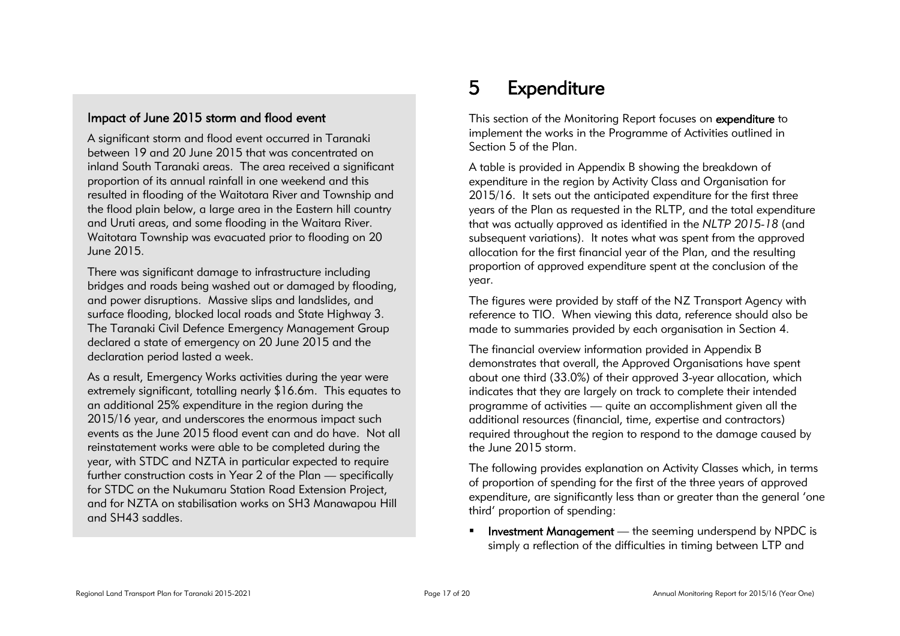### Impact of June 2015 storm and flood event

A significant storm and flood event occurred in Taranaki between 19 and 20 June 2015 that was concentrated on inland South Taranaki areas. The area received a significant proportion of its annual rainfall in one weekend and this resulted in flooding of the Waitotara River and Township and the flood plain below, a large area in the Eastern hill country and Uruti areas, and some flooding in the Waitara River. Waitotara Township was evacuated prior to flooding on 20 June 2015.

There was significant damage to infrastructure including bridges and roads being washed out or damaged by flooding, and power disruptions. Massive slips and landslides, and surface flooding, blocked local roads and State Highway 3. The Taranaki Civil Defence Emergency Management Group declared a state of emergency on 20 June 2015 and the declaration period lasted a week.

As a result, Emergency Works activities during the year were extremely significant, totalling nearly $16.6m. This equates to an additional 25% expenditure in the region during the 2015/16 year, and underscores the enormous impact such events as the June 2015 flood event can and do have. Not all reinstatement works were able to be completed during the year, with STDC and NZTA in particular expected to require further construction costs in Year 2 of the Plan — specifically for STDC on the Nukumaru Station Road Extension Project, and for NZTA on stabilisation works on SH3 Manawapou Hill and SH43 saddles.

# 5 Expenditure

This section of the Monitoring Report focuses on **expenditure** to implement the works in the Programme of Activities outlined in Section 5 of the Plan.

A table is provided in Appendix B showing the breakdown of expenditure in the region by Activity Class and Organisation for 2015/16. It sets out the anticipated expenditure for the first three years of the Plan as requested in the RLTP, and the total expenditure that was actually approved as identified in the *NLTP 2015-18* (and subsequent variations). It notes what was spent from the approved allocation for the first financial year of the Plan, and the resulting proportion of approved expenditure spent at the conclusion of the year.

The figures were provided by staff of the NZ Transport Agency with reference to TIO. When viewing this data, reference should also be made to summaries provided by each organisation in Section 4.

The financial overview information provided in Appendix B demonstrates that overall, the Approved Organisations have spent about one third (33.0%) of their approved 3-year allocation, which indicates that they are largely on track to complete their intended programme of activities — quite an accomplishment given all the additional resources (financial, time, expertise and contractors) required throughout the region to respond to the damage caused by the June 2015 storm.

The following provides explanation on Activity Classes which, in terms of proportion of spending for the first of the three years of approved expenditure, are significantly less than or greater than the general 'one third' proportion of spending:

- **Investment Management** — the seeming underspend by NPDC is simply a reflection of the difficulties in timing between LTP and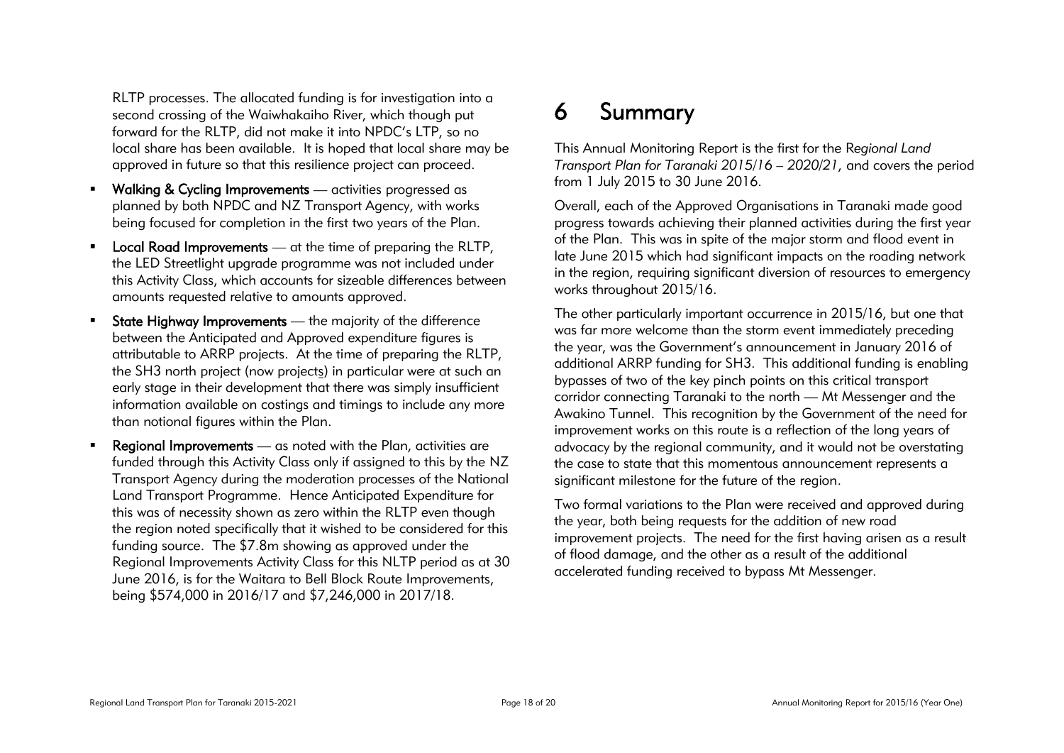RLTP processes. The allocated funding is for investigation into a second crossing of the Waiwhakaiho River, which though put forward for the RLTP, did not make it into NPDC's LTP, so no local share has been available. It is hoped that local share may be approved in future so that this resilience project can proceed.

- **Walking & Cycling Improvements** — activities progressed as planned by both NPDC and NZ Transport Agency, with works being focused for completion in the first two years of the Plan.
- **Local Road Improvements** — at the time of preparing the RLTP, the LED Streetlight upgrade programme was not included under this Activity Class, which accounts for sizeable differences between amounts requested relative to amounts approved.
- **State Highway Improvements** — the majority of the difference between the Anticipated and Approved expenditure figures is attributable to ARRP projects. At the time of preparing the RLTP, the SH3 north project (now projects) in particular were at such an early stage in their development that there was simply insufficient information available on costings and timings to include any more than notional figures within the Plan.
- **Regional Improvements** — as noted with the Plan, activities are funded through this Activity Class only if assigned to this by the NZ Transport Agency during the moderation processes of the National Land Transport Programme. Hence Anticipated Expenditure for this was of necessity shown as zero within the RLTP even though the region noted specifically that it wished to be considered for this funding source. The $7.8m showing as approved under the Regional Improvements Activity Class for this NLTP period as at 30 June 2016, is for the Waitara to Bell Block Route Improvements, being $574,000 in 2016/17 and $7,246,000 in 2017/18.

# 6 Summary

This Annual Monitoring Report is the first for the *Regional Land Transport Plan for Taranaki 2015/16 – 2020/21*, and covers the period from 1 July 2015 to 30 June 2016.

Overall, each of the Approved Organisations in Taranaki made good progress towards achieving their planned activities during the first year of the Plan. This was in spite of the major storm and flood event in late June 2015 which had significant impacts on the roading network in the region, requiring significant diversion of resources to emergency works throughout 2015/16.

The other particularly important occurrence in 2015/16, but one that was far more welcome than the storm event immediately preceding the year, was the Government's announcement in January 2016 of additional ARRP funding for SH3. This additional funding is enabling bypasses of two of the key pinch points on this critical transport corridor connecting Taranaki to the north — Mt Messenger and the Awakino Tunnel. This recognition by the Government of the need for improvement works on this route is a reflection of the long years of advocacy by the regional community, and it would not be overstating the case to state that this momentous announcement represents a significant milestone for the future of the region.

Two formal variations to the Plan were received and approved during the year, both being requests for the addition of new road improvement projects. The need for the first having arisen as a result of flood damage, and the other as a result of the additional accelerated funding received to bypass Mt Messenger.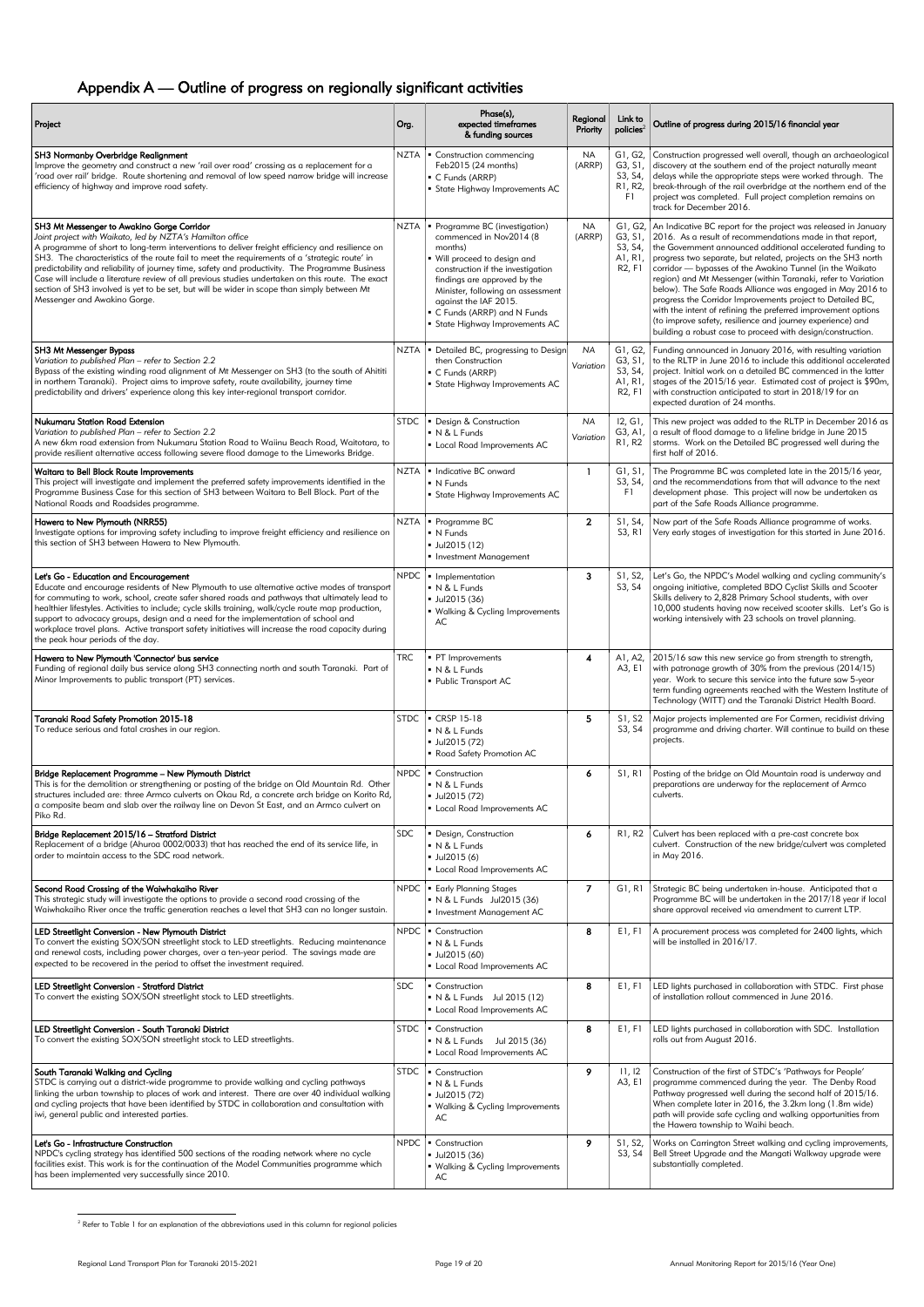# Appendix A — Outline of progress on regionally significant activities

| Project | Org. | Phase(s), expected timeframes & funding sources | Regional Priority | Link to policies[2] | Outline of progress during 2015/16 financial year |
|---|---|---|---|---|---|
| **SH3 Normanby Overbridge Realignment**<br>Improve the geometry and construct a new 'rail over road' crossing as a replacement for a 'road over rail' bridge. Route shortening and removal of low speed narrow bridge will increase efficiency of highway and improve road safety. | NZTA | ▪ Construction commencing Feb2015 (24 months)<br>▪ C Funds (ARRP)<br>▪ State Highway Improvements AC | NA (ARRP) | G1, G2, G3, S1, S3, S4, R1, R2, F1 | Construction progressed well overall, though an archaeological discovery at the southern end of the project naturally meant delays while the appropriate steps were worked through. The break-through of the rail overbridge at the northern end of the project was completed. Full project completion remains on track for December 2016. |
| **SH3 Mt Messenger to Awakino Gorge Corridor**<br>*Joint project with Waikato, led by NZTA's Hamilton office*<br>A programme of short to long-term interventions to deliver freight efficiency and resilience on SH3. The characteristics of the route fail to meet the requirements of a 'strategic route' in predictability and reliability of journey time, safety and productivity. The Programme Business Case will include a literature review of all previous studies undertaken on this route. The exact section of SH3 involved is yet to be set, but will be wider in scope than simply between Mt Messenger and Awakino Gorge. | NZTA | ▪ Programme BC (investigation) commenced in Nov2014 (8 months)<br>▪ Will proceed to design and construction if the investigation findings are approved by the Minister, following an assessment against the IAF 2015.<br>▪ C Funds (ARRP) and N Funds<br>▪ State Highway Improvements AC | NA (ARRP) | G1, G2, G3, S1, S3, S4, A1, R1, R2, F1 | An Indicative BC report for the project was released in January 2016. As a result of recommendations made in that report, the Government announced additional accelerated funding to progress two separate, but related, projects on the SH3 north corridor — bypasses of the Awakino Tunnel (in the Waikato region) and Mt Messenger (within Taranaki, refer to Variation below). The Safe Roads Alliance was engaged in May 2016 to progress the Corridor Improvements project to Detailed BC, with the intent of refining the preferred improvement options (to improve safety, resilience and journey experience) and building a robust case to proceed with design/construction. |
| **SH3 Mt Messenger Bypass**<br>*Variation to published Plan – refer to Section 2.2*<br>Bypass of the existing winding road alignment of Mt Messenger on SH3 (to the south of Ahititi in northern Taranaki). Project aims to improve safety, route availability, journey time predictability and drivers' experience along this key inter-regional transport corridor. | NZTA | ▪ Detailed BC, progressing to Design then Construction<br>▪ C Funds (ARRP)<br>▪ State Highway Improvements AC | *NA Variation* | G1, G2, G3, S1, S3, S4, A1, R1, R2, F1 | Funding announced in January 2016, with resulting variation to the RLTP in June 2016 to include this additional accelerated project. Initial work on a detailed BC commenced in the latter stages of the 2015/16 year. Estimated cost of project is $90m, with construction anticipated to start in 2018/19 for an expected duration of 24 months. |
| **Nukumaru Station Road Extension**<br>*Variation to published Plan – refer to Section 2.2*<br>A new 6km road extension from Nukumaru Station Road to Waiinu Beach Road, Waitotara, to provide resilient alternative access following severe flood damage to the Limeworks Bridge. | STDC | ▪ Design & Construction<br>▪ N & L Funds<br>▪ Local Road Improvements AC | *NA Variation* | I2, G1, G3, A1, R1, R2 | This new project was added to the RLTP in December 2016 as a result of flood damage to a lifeline bridge in June 2015 storms. Work on the Detailed BC progressed well during the first half of 2016. |
| **Waitara to Bell Block Route Improvements**<br>This project will investigate and implement the preferred safety improvements identified in the Programme Business Case for this section of SH3 between Waitara to Bell Block. Part of the National Roads and Roadsides programme. | NZTA | ▪ Indicative BC onward<br>▪ N Funds<br>▪ State Highway Improvements AC | 1 | G1, S1, S3, S4, F1 | The Programme BC was completed late in the 2015/16 year, and the recommendations from that will advance to the next development phase. This project will now be undertaken as part of the Safe Roads Alliance programme. |
| **Hawera to New Plymouth (NRR55)**<br>Investigate options for improving safety including to improve freight efficiency and resilience on this section of SH3 between Hawera to New Plymouth. | NZTA | ▪ Programme BC<br>▪ N Funds<br>▪ Jul2015 (12)<br>▪ Investment Management | 2 | S1, S4, S3, R1 | Now part of the Safe Roads Alliance programme of works. Very early stages of investigation for this started in June 2016. |
| **Let's Go - Education and Encouragement**<br>Educate and encourage residents of New Plymouth to use alternative active modes of transport for commuting to work, school, create safer shared roads and pathways that ultimately lead to healthier lifestyles. Activities to include; cycle skills training, walk/cycle route map production, support to advocacy groups, design and a need for the implementation of school and workplace travel plans. Active transport safety initiatives will increase the road capacity during the peak hour periods of the day. | NPDC | ▪ Implementation<br>▪ N & L Funds<br>▪ Jul2015 (36)<br>▪ Walking & Cycling Improvements AC | 3 | S1, S2, S3, S4 | Let's Go, the NPDC's Model walking and cycling community's ongoing initiative, completed BDO Cyclist Skills and Scooter Skills delivery to 2,828 Primary School students, with over 10,000 students having now received scooter skills. Let's Go is working intensively with 23 schools on travel planning. |
| **Hawera to New Plymouth 'Connector' bus service**<br>Funding of regional daily bus service along SH3 connecting north and south Taranaki. Part of Minor Improvements to public transport (PT) services. | TRC | ▪ PT Improvements<br>▪ N & L Funds<br>▪ Public Transport AC | 4 | A1, A2, A3, E1 | 2015/16 saw this new service go from strength to strength, with patronage growth of 30% from the previous (2014/15) year. Work to secure this service into the future saw 5-year term funding agreements reached with the Western Institute of Technology (WITT) and the Taranaki District Health Board. |
| **Taranaki Road Safety Promotion 2015-18**<br>To reduce serious and fatal crashes in our region. | STDC | ▪ CRSP 15-18<br>▪ N & L Funds<br>▪ Jul2015 (72)<br>▪ Road Safety Promotion AC | 5 | S1, S2 S3, S4 | Major projects implemented are For Carmen, recidivist driving programme and driving charter. Will continue to build on these projects. |
| **Bridge Replacement Programme – New Plymouth District**<br>This is for the demolition or strengthening or posting of the bridge on Old Mountain Rd. Other structures included are: three Armco culverts on Okau Rd, a concrete arch bridge on Korito Rd, a composite beam and slab over the railway line on Devon St East, and an Armco culvert on Piko Rd. | NPDC | ▪ Construction<br>▪ N & L Funds<br>▪ Jul2015 (72)<br>▪ Local Road Improvements AC | 6 | S1, R1 | Posting of the bridge on Old Mountain road is underway and preparations are underway for the replacement of Armco culverts. |
| **Bridge Replacement 2015/16 – Stratford District**<br>Replacement of a bridge (Ahuroa 0002/0033) that has reached the end of its service life, in order to maintain access to the SDC road network. | SDC | ▪ Design, Construction<br>▪ N & L Funds<br>▪ Jul2015 (6)<br>▪ Local Road Improvements AC | 6 | R1, R2 | Culvert has been replaced with a pre-cast concrete box culvert. Construction of the new bridge/culvert was completed in May 2016. |
| **Second Road Crossing of the Waiwhakaiho River**<br>This strategic study will investigate the options to provide a second road crossing of the Waiwhakaiho River once the traffic generation reaches a level that SH3 can no longer sustain. | NPDC | ▪ Early Planning Stages<br>▪ N & L Funds Jul2015 (36)<br>▪ Investment Management AC | 7 | G1, R1 | Strategic BC being undertaken in-house. Anticipated that a Programme BC will be undertaken in the 2017/18 year if local share approval received via amendment to current LTP. |
| **LED Streetlight Conversion - New Plymouth District**<br>To convert the existing SOX/SON streetlight stock to LED streetlights. Reducing maintenance and renewal costs, including power charges, over a ten-year period. The savings made are expected to be recovered in the period to offset the investment required. | NPDC | ▪ Construction<br>▪ N & L Funds<br>▪ Jul2015 (60)<br>▪ Local Road Improvements AC | 8 | E1, F1 | A procurement process was completed for 2400 lights, which will be installed in 2016/17. |
| **LED Streetlight Conversion - Stratford District**<br>To convert the existing SOX/SON streetlight stock to LED streetlights. | SDC | ▪ Construction<br>▪ N & L Funds Jul 2015 (12)<br>▪ Local Road Improvements AC | 8 | E1, F1 | LED lights purchased in collaboration with STDC. First phase of installation rollout commenced in June 2016. |
| **LED Streetlight Conversion - South Taranaki District**<br>To convert the existing SOX/SON streetlight stock to LED streetlights. | STDC | ▪ Construction<br>▪ N & L Funds Jul 2015 (36)<br>▪ Local Road Improvements AC | 8 | E1, F1 | LED lights purchased in collaboration with SDC. Installation rolls out from August 2016. |
| **South Taranaki Walking and Cycling**<br>STDC is carrying out a district-wide programme to provide walking and cycling pathways linking the urban township to places of work and interest. There are over 40 individual walking and cycling projects that have been identified by STDC in collaboration and consultation with iwi, general public and interested parties. | STDC | ▪ Construction<br>▪ N & L Funds<br>▪ Jul2015 (72)<br>▪ Walking & Cycling Improvements AC | 9 | I1, I2 A3, E1 | Construction of the first of STDC's 'Pathways for People' programme commenced during the year. The Denby Road Pathway progressed well during the second half of 2015/16. When complete later in 2016, the 3.2km long (1.8m wide) path will provide safe cycling and walking opportunities from the Hawera township to Waihi beach. |
| **Let's Go - Infrastructure Construction**<br>NPDC's cycling strategy has identified 500 sections of the roading network where no cycle facilities exist. This work is for the continuation of the Model Communities programme which has been implemented very successfully since 2010. | NPDC | ▪ Construction<br>▪ Jul2015 (36)<br>▪ Walking & Cycling Improvements AC | 9 | S1, S2, S3, S4 | Works on Carrington Street walking and cycling improvements, Bell Street Upgrade and the Mangati Walkway upgrade were substantially completed. |

[2] Refer to Table 1 for an explanation of the abbreviations used in this column for regional policies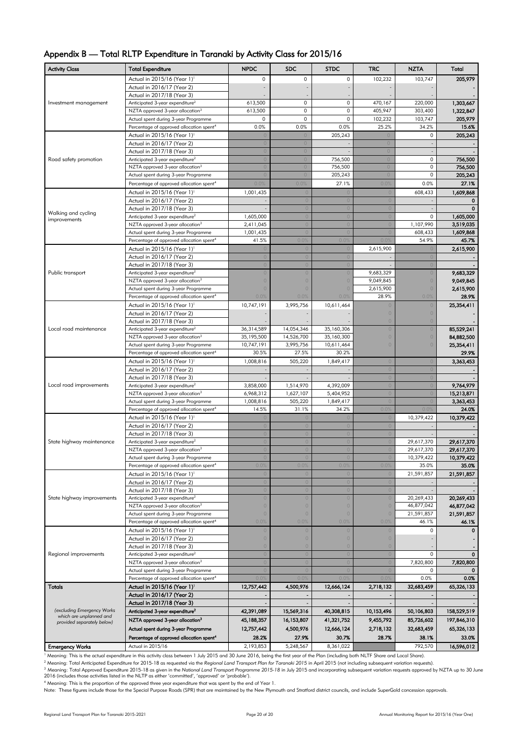## Appendix B — Total RLTP Expenditure in Taranaki by Activity Class for 2015/16

| Activity Class | Total Expenditure | NPDC | SDC | STDC | TRC | NZTA | Total |
|---|---|---|---|---|---|---|---|
| Investment management | Actual in 2015/16 (Year 1)[1] | 0 | 0 | 0 | 102,232 | 103,747 | 205,979 |
| | Actual in 2016/17 (Year 2) | - | - | - | - | - | - |
| | Actual in 2017/18 (Year 3) | - | - | - | - | - | - |
| | Anticipated 3-year expenditure[2] | 613,500 | 0 | 0 | 470,167 | 220,000 | 1,303,667 |
| | NZTA approved 3-year allocation[3] | 613,500 | 0 | 0 | 405,947 | 303,400 | 1,322,847 |
| | Actual spent during 3-year Programme | 0 | 0 | 0 | 102,232 | 103,747 | 205,979 |
| | Percentage of approved allocation spent[4] | 0.0% | 0.0% | 0.0% | 25.2% | 34.2% | 15.6% |
| Road safety promotion | Actual in 2015/16 (Year 1)[1] | 0 | 0 | 205,243 | 0 | 0 | 205,243 |
| | Actual in 2016/17 (Year 2) | 0 | 0 | - | 0 | - | - |
| | Actual in 2017/18 (Year 3) | 0 | 0 | - | 0 | - | - |
| | Anticipated 3-year expenditure[2] | 0 | 0 | 756,500 | 0 | 0 | 756,500 |
| | NZTA approved 3-year allocation[3] | 0 | 0 | 756,500 | 0 | 0 | 756,500 |
| | Actual spent during 3-year Programme | 0 | 0 | 205,243 | 0 | 0 | 205,243 |
| | Percentage of approved allocation spent[4] | 0.0% | 0.0% | 27.1% | 0.0% | 0.0% | 27.1% |
| Walking and cycling improvements | Actual in 2015/16 (Year 1)[1] | 1,001,435 | 0 | 0 | 0 | 608,433 | 1,609,868 |
| | Actual in 2016/17 (Year 2) | - | 0 | 0 | 0 | - | 0 |
| | Actual in 2017/18 (Year 3) | - | 0 | 0 | 0 | - | 0 |
| | Anticipated 3-year expenditure[2] | 1,605,000 | 0 | 0 | 0 | 0 | 1,605,000 |
| | NZTA approved 3-year allocation[3] | 2,411,045 | 0 | 0 | 0 | 1,107,990 | 3,519,035 |
| | Actual spent during 3-year Programme | 1,001,435 | 0 | 0 | 0 | 608,433 | 1,609,868 |
| | Percentage of approved allocation spent[4] | 41.5% | 0.0% | 0.0% | 0.0% | 54.9% | 45.7% |
| Public transport | Actual in 2015/16 (Year 1)[1] | 0 | 0 | 0 | 2,615,900 | 0 | 2,615,900 |
| | Actual in 2016/17 (Year 2) | 0 | 0 | 0 | - | 0 | - |
| | Actual in 2017/18 (Year 3) | 0 | 0 | 0 | - | 0 | - |
| | Anticipated 3-year expenditure[2] | 0 | 0 | 0 | 9,683,329 | 0 | 9,683,329 |
| | NZTA approved 3-year allocation[3] | 0 | 0 | 0 | 9,049,845 | 0 | 9,049,845 |
| | Actual spent during 3-year Programme | 0 | 0 | 0 | 2,615,900 | 0 | 2,615,900 |
| | Percentage of approved allocation spent[4] | 0.0% | 0.0% | 0.0% | 28.9% | 0.0% | 28.9% |
| Local road maintenance | Actual in 2015/16 (Year 1)[1] | 10,747,191 | 3,995,756 | 10,611,464 | 0 | 0 | 25,354,411 |
| | Actual in 2016/17 (Year 2) | - | - | - | 0 | 0 | - |
| | Actual in 2017/18 (Year 3) | - | - | - | 0 | 0 | - |
| | Anticipated 3-year expenditure[2] | 36,314,589 | 14,054,346 | 35,160,306 | 0 | 0 | 85,529,241 |
| | NZTA approved 3-year allocation[3] | 35,195,500 | 14,526,700 | 35,160,300 | 0 | 0 | 84,882,500 |
| | Actual spent during 3-year Programme | 10,747,191 | 3,995,756 | 10,611,464 | 0 | 0 | 25,354,411 |
| | Percentage of approved allocation spent[4] | 30.5% | 27.5% | 30.2% | | | 29.9% |
| Local road improvements | Actual in 2015/16 (Year 1)[1] | 1,008,816 | 505,220 | 1,849,417 | 0 | 0 | 3,363,453 |
| | Actual in 2016/17 (Year 2) | - | - | - | 0 | 0 | - |
| | Actual in 2017/18 (Year 3) | - | - | - | 0 | 0 | - |
| | Anticipated 3-year expenditure[2] | 3,858,000 | 1,514,970 | 4,392,009 | 0 | 0 | 9,764,979 |
| | NZTA approved 3-year allocation[3] | 6,968,312 | 1,627,107 | 5,404,952 | 0 | 0 | 15,213,871 |
| | Actual spent during 3-year Programme | 1,008,816 | 505,220 | 1,849,417 | 0 | 0 | 3,363,453 |
| | Percentage of approved allocation spent[4] | 14.5% | 31.1% | 34.2% | 0.0% | 0.0% | 24.0% |
| State highway maintenance | Actual in 2015/16 (Year 1)[1] | 0 | 0 | 0 | 0 | 10,379,422 | 10,379,422 |
| | Actual in 2016/17 (Year 2) | 0 | 0 | 0 | 0 | - | - |
| | Actual in 2017/18 (Year 3) | 0 | 0 | 0 | 0 | - | - |
| | Anticipated 3-year expenditure[2] | 0 | 0 | 0 | 0 | 29,617,370 | 29,617,370 |
| | NZTA approved 3-year allocation[3] | 0 | 0 | 0 | 0 | 29,617,370 | 29,617,370 |
| | Actual spent during 3-year Programme | 0 | 0 | 0 | 0 | 10,379,422 | 10,379,422 |
| | Percentage of approved allocation spent[4] | 0.0% | 0.0% | 0.0% | 0.0% | 35.0% | 35.0% |
| State highway improvements | Actual in 2015/16 (Year 1)[1] | 0 | 0 | 0 | 0 | 21,591,857 | 21,591,857 |
| | Actual in 2016/17 (Year 2) | 0 | 0 | 0 | 0 | - | - |
| | Actual in 2017/18 (Year 3) | 0 | 0 | 0 | 0 | - | - |
| | Anticipated 3-year expenditure[2] | 0 | 0 | 0 | 0 | 20,269,433 | 20,269,433 |
| | NZTA approved 3-year allocation[3] | 0 | 0 | 0 | 0 | 46,877,042 | 46,877,042 |
| | Actual spent during 3-year Programme | 0 | 0 | 0 | 0 | 21,591,857 | 21,591,857 |
| | Percentage of approved allocation spent[4] | 0.0% | 0.0% | 0.0% | 0.0% | 46.1% | 46.1% |
| Regional improvements | Actual in 2015/16 (Year 1)[1] | 0 | 0 | 0 | 0 | 0 | 0 |
| | Actual in 2016/17 (Year 2) | 0 | 0 | 0 | 0 | - | - |
| | Actual in 2017/18 (Year 3) | 0 | 0 | 0 | 0 | - | - |
| | Anticipated 3-year expenditure[2] | 0 | 0 | 0 | 0 | 0 | 0 |
| | NZTA approved 3-year allocation[3] | 0 | 0 | 0 | 0 | 7,820,800 | 7,820,800 |
| | Actual spent during 3-year Programme | 0 | 0 | 0 | 0 | 0 | 0 |
| | Percentage of approved allocation spent[4] | 0.0% | 0.0% | 0.0% | 0.0% | 0.0% | 0.0% |
| **Totals** | **Actual in 2015/16 (Year 1)[1]** | **12,757,442** | **4,500,976** | **12,666,124** | **2,718,132** | **32,683,459** | **65,326,133** |
| | **Actual in 2016/17 (Year 2)** | **-** | **-** | **-** | **-** | **-** | **-** |
| | **Actual in 2017/18 (Year 3)** | **-** | **-** | **-** | **-** | **-** | **-** |
| *(excluding Emergency Works which are unplanned and provided separately below)* | **Anticipated 3-year expenditure[2]** | **42,391,089** | **15,569,316** | **40,308,815** | **10,153,496** | **50,106,803** | **158,529,519** |
| | **NZTA approved 3-year allocation[3]** | **45,188,357** | **16,153,807** | **41,321,752** | **9,455,792** | **85,726,602** | **197,846,310** |
| | **Actual spent during 3-year Programme** | **12,757,442** | **4,500,976** | **12,666,124** | **2,718,132** | **32,683,459** | **65,326,133** |
| | **Percentage of approved allocation spent[4]** | **28.2%** | **27.9%** | **30.7%** | **28.7%** | **38.1%** | **33.0%** |
| **Emergency Works** | Actual in 2015/16 | 2,193,853 | 5,248,567 | 8,361,022 | | 792,570 | 16,596,012 |

[1] Meaning: This is the actual expenditure in this activity class between 1 July 2015 and 30 June 2016, being the first year of the Plan (including both NLTF Share and Local Share).

[2] Meaning: Total Anticipated Expenditure for 2015-18 as requested via the *Regional Land Transport Plan for Taranaki 2015* in April 2015 (not including subsequent variation requests).

[3] Meaning: Total Approved Expenditure 2015-18 as given in the *National Land Transport Programme 2015-18* in July 2015 and incorporating subsequent variation requests approved by NZTA up to 30 June 2016 (includes those activities listed in the NLTP as either 'committed', 'approved' or 'probable').

[4] Meaning: This is the proportion of the approved three year expenditure that was spent by the end of Year 1.

Note: These figures include those for the Special Purpose Roads (SPR) that are maintained by the New Plymouth and Stratford district councils, and include SuperGold concession approvals.